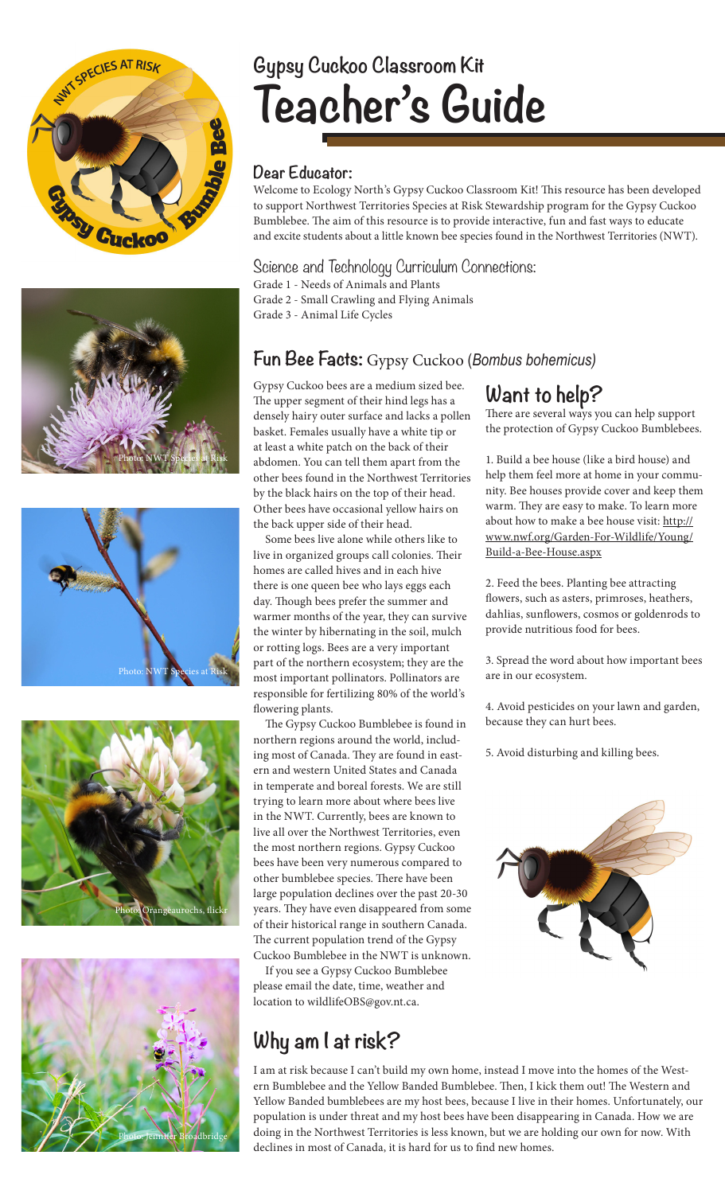# Gypsy Cuckoo Classroom Kit

# Teacher's Guide

### Dear Educator:

Welcome to Ecology North's Gypsy Cuckoo Classroom Kit! This resource has been developed to support Northwest Territories Species at Risk Stewardship program for the Gypsy Cuckoo Bumblebee. The aim of this resource is to provide interactive, fun and fast ways to educate and excite students about a little known bee species found in the Northwest Territories (NWT).

### Science and Technology Curriculum Connections:

Grade 1 - Needs of Animals and Plants
Grade 2 - Small Crawling and Flying Animals
Grade 3 - Animal Life Cycles

## Fun Bee Facts: Gypsy Cuckoo (*Bombus bohemicus*)

Gypsy Cuckoo bees are a medium sized bee. The upper segment of their hind legs has a densely hairy outer surface and lacks a pollen basket. Females usually have a white tip or at least a white patch on the back of their abdomen. You can tell them apart from the other bees found in the Northwest Territories by the black hairs on the top of their head. Other bees have occasional yellow hairs on the back upper side of their head.

Some bees live alone while others like to live in organized groups call colonies. Their homes are called hives and in each hive there is one queen bee who lays eggs each day. Though bees prefer the summer and warmer months of the year, they can survive the winter by hibernating in the soil, mulch or rotting logs. Bees are a very important part of the northern ecosystem; they are the most important pollinators. Pollinators are responsible for fertilizing 80% of the world's flowering plants.

The Gypsy Cuckoo Bumblebee is found in northern regions around the world, including most of Canada. They are found in eastern and western United States and Canada in temperate and boreal forests. We are still trying to learn more about where bees live in the NWT. Currently, bees are known to live all over the Northwest Territories, even the most northern regions. Gypsy Cuckoo bees have been very numerous compared to other bumblebee species. There have been large population declines over the past 20-30 years. They have even disappeared from some of their historical range in southern Canada. The current population trend of the Gypsy Cuckoo Bumblebee in the NWT is unknown.

If you see a Gypsy Cuckoo Bumblebee please email the date, time, weather and location to wildlifeOBS@gov.nt.ca.

## Want to help?

There are several ways you can help support the protection of Gypsy Cuckoo Bumblebees.

1. Build a bee house (like a bird house) and help them feel more at home in your community. Bee houses provide cover and keep them warm. They are easy to make. To learn more about how to make a bee house visit: http://www.nwf.org/Garden-For-Wildlife/Young/Build-a-Bee-House.aspx

2. Feed the bees. Planting bee attracting flowers, such as asters, primroses, heathers, dahlias, sunflowers, cosmos or goldenrods to provide nutritious food for bees.

3. Spread the word about how important bees are in our ecosystem.

4. Avoid pesticides on your lawn and garden, because they can hurt bees.

5. Avoid disturbing and killing bees.

## Why am I at risk?

I am at risk because I can't build my own home, instead I move into the homes of the Western Bumblebee and the Yellow Banded Bumblebee. Then, I kick them out! The Western and Yellow Banded bumblebees are my host bees, because I live in their homes. Unfortunately, our population is under threat and my host bees have been disappearing in Canada. How we are doing in the Northwest Territories is less known, but we are holding our own for now. With declines in most of Canada, it is hard for us to find new homes.

Photo: NWT Species at Risk

Photo: NWT Species at Risk

Photo: Orangeaurochs, flickr

Photo: Jennifer Broadbridge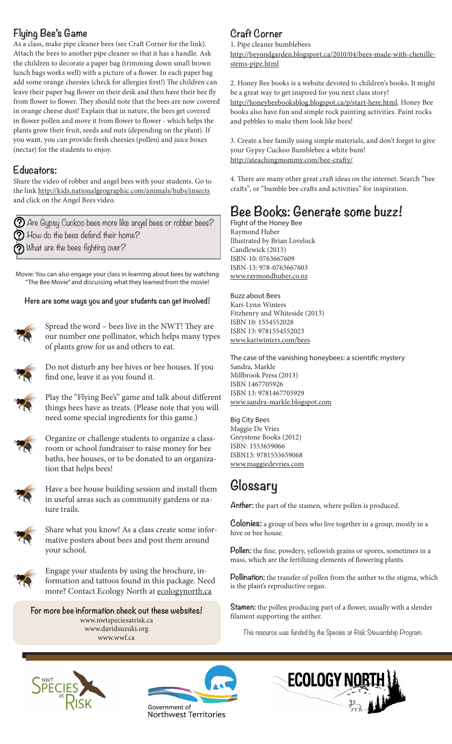## Flying Bee's Game

As a class, make pipe cleaner bees (see Craft Corner for the link). Attach the bees to another pipe cleaner so that it has a handle. Ask the children to decorate a paper bag (trimming down small brown lunch bags works well) with a picture of a flower. In each paper bag add some orange cheesies (check for allergies first!) The children can leave their paper bag flower on their desk and then have their bee fly from flower to flower. They should note that the bees are now covered in orange cheese dust! Explain that in nature, the bees get covered in flower pollen and move it from flower to flower - which helps the plants grow their fruit, seeds and nuts (depending on the plant). If you want, you can provide fresh cheesies (pollen) and juice boxes (nectar) for the students to enjoy.

## Educators:

Share the video of robber and angel bees with your students. Go to the link http://kids.nationalgeographic.com/animals/hubs/insects and click on the Angel Bees video.

- Are Gypsy Cuckoo bees more like angel bees or robber bees?
- How do the bees defend their home?
- What are the bees fighting over?

Movie: You can also engage your class in learning about bees by watching "The Bee Movie" and discussing what they learned from the movie!

**Here are some ways you and your students can get involved!**

- Spread the word – bees live in the NWT! They are our number one pollinator, which helps many types of plants grow for us and others to eat.
- Do not disturb any bee hives or bee houses. If you find one, leave it as you found it.
- Play the "Flying Bee's" game and talk about different things bees have as treats. (Please note that you will need some special ingredients for this game.)
- Organize or challenge students to organize a classroom or school fundraiser to raise money for bee baths, bee houses, or to be donated to an organization that helps bees!
- Have a bee house building session and install them in useful areas such as community gardens or nature trails.
- Share what you know! As a class create some informative posters about bees and post them around your school.
- Engage your students by using the brochure, information and tattoos found in this package. Need more? Contact Ecology North at ecologynorth.ca

**For more bee information check out these websites!**

www.nwtspeciesatrisk.ca
www.davidsuzuki.org
www.wwf.ca

## Craft Corner

1. Pipe cleaner bumblebees
http://beyondgarden.blogsport.ca/2010/04/bees-made-with-chenille-stems-pipe.html

2. Honey Bee books is a website devoted to children's books. It might be a great way to get inspired for you next class story! http://honeybeebooksblog.blogspot.ca/p/start-here.html. Honey Bee books also have fun and simple rock painting activities. Paint rocks and pebbles to make them look like bees!

3. Create a bee family using simple materials, and don't forget to give your Gypsy Cuckoo Bumblebee a white bum!
http://ateachingmommy.com/bee-crafty/

4. There are many other great craft ideas on the internet. Search "bee crafts", or "bumble bee crafts and activities" for inspiration.

# Bee Books: Generate some buzz!

Flight of the Honey Bee
Raymond Huber
Illustrated by Brian Lovelock
Candlewick (2013)
ISBN-10: 0763667609
ISBN-13: 978-0763667603
www.raymondhuber.co.nz

Buzz about Bees
Kari-Lynn Winters
Fitzhenry and Whiteside (2013)
ISBN 10: 1554552028
ISBN 13: 9781554552023
www.kariwinters.com/bees

The case of the vanishing honeybees: a scientific mystery
Sandra, Markle
Millbrook Press (2013)
ISBN 1467705926
ISBN 13: 9781467705929
www.sandra-markle.blogspot.com

Big City Bees
Maggie De Vries
Greystone Books (2012)
ISBN: 1553659066
ISBN13: 9781553659068
www.maggiedevries.com

# Glossary

**Anther:** the part of the stamen, where pollen is produced.

**Colonies:** a group of bees who live together in a group, mostly in a hive or bee house.

**Pollen:** the fine, powdery, yellowish grains or spores, sometimes in a mass, which are the fertilizing elements of flowering plants.

**Pollination:** the transfer of pollen from the anther to the stigma, which is the plant's reproductive organ.

**Stamen:** the pollen producing part of a flower, usually with a slender filament supporting the anther.

This resource was funded by the Species at Risk Stewardship Program.

NWT Species at Risk

Government of Northwest Territories

ECOLOGY NORTH